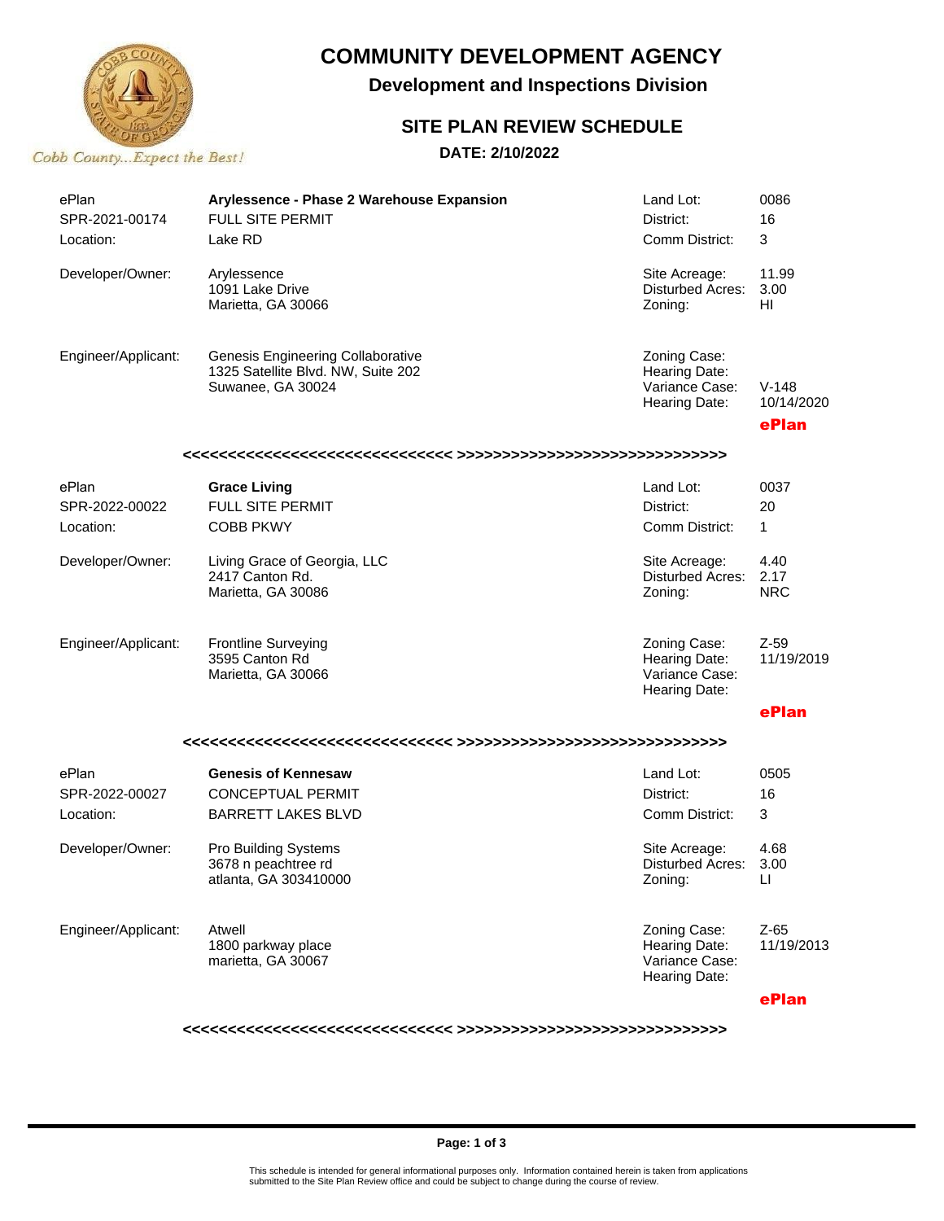# COMMUNITY DEVELOPMENT AGENCY

## Development and Inspections Division

## SITE PLAN REVIEW SCHEDULE

**DATE: 2/10/2022**

Cobb County...Expect the Best!

| ePlan | **Arylessence - Phase 2 Warehouse Expansion** | Land Lot: | 0086 |
|---|---|---|---|
| SPR-2021-00174 | FULL SITE PERMIT | District: | 16 |
| Location: | Lake RD | Comm District: | 3 |
| Developer/Owner: | Arylessence<br>1091 Lake Drive<br>Marietta, GA 30066 | Site Acreage:<br>Disturbed Acres:<br>Zoning: | 11.99<br>3.00<br>HI |
| Engineer/Applicant: | Genesis Engineering Collaborative<br>1325 Satellite Blvd. NW, Suite 202<br>Suwanee, GA 30024 | Zoning Case:<br>Hearing Date:<br>Variance Case:<br>Hearing Date: | <br><br>V-148<br>10/14/2020 |
| | | | **ePlan** |

<<<<<<<<<<<<<<<<<<<<<<<<<<<<<< >>>>>>>>>>>>>>>>>>>>>>>>>>>>>>

| ePlan | **Grace Living** | Land Lot: | 0037 |
|---|---|---|---|
| SPR-2022-00022 | FULL SITE PERMIT | District: | 20 |
| Location: | COBB PKWY | Comm District: | 1 |
| Developer/Owner: | Living Grace of Georgia, LLC<br>2417 Canton Rd.<br>Marietta, GA 30086 | Site Acreage:<br>Disturbed Acres:<br>Zoning: | 4.40<br>2.17<br>NRC |
| Engineer/Applicant: | Frontline Surveying<br>3595 Canton Rd<br>Marietta, GA 30066 | Zoning Case:<br>Hearing Date:<br>Variance Case:<br>Hearing Date: | Z-59<br>11/19/2019 |
| | | | **ePlan** |

<<<<<<<<<<<<<<<<<<<<<<<<<<<<<< >>>>>>>>>>>>>>>>>>>>>>>>>>>>>>

| ePlan | **Genesis of Kennesaw** | Land Lot: | 0505 |
|---|---|---|---|
| SPR-2022-00027 | CONCEPTUAL PERMIT | District: | 16 |
| Location: | BARRETT LAKES BLVD | Comm District: | 3 |
| Developer/Owner: | Pro Building Systems<br>3678 n peachtree rd<br>atlanta, GA 303410000 | Site Acreage:<br>Disturbed Acres:<br>Zoning: | 4.68<br>3.00<br>LI |
| Engineer/Applicant: | Atwell<br>1800 parkway place<br>marietta, GA 30067 | Zoning Case:<br>Hearing Date:<br>Variance Case:<br>Hearing Date: | Z-65<br>11/19/2013 |
| | | | **ePlan** |

<<<<<<<<<<<<<<<<<<<<<<<<<<<<<< >>>>>>>>>>>>>>>>>>>>>>>>>>>>>>

This schedule is intended for general informational purposes only. Information contained herein is taken from applications submitted to the Site Plan Review office and could be subject to change during the course of review.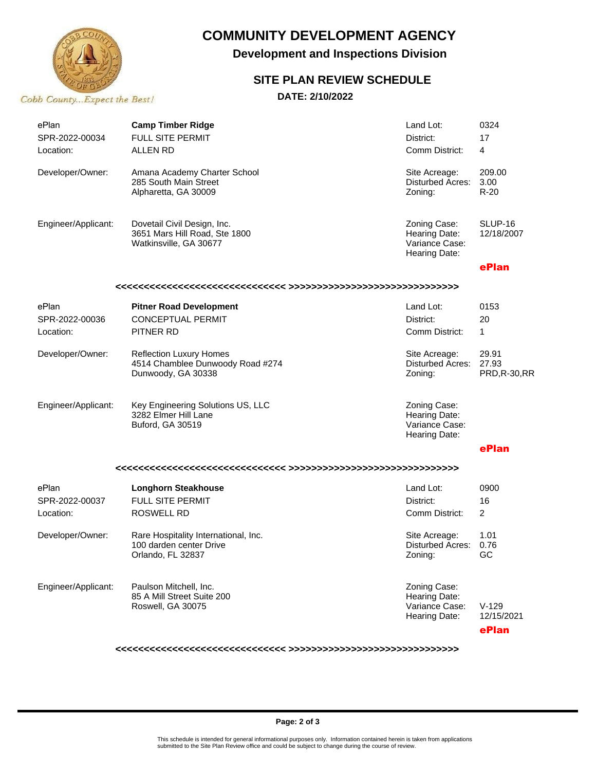# COMMUNITY DEVELOPMENT AGENCY

## Development and Inspections Division

### SITE PLAN REVIEW SCHEDULE

**DATE: 2/10/2022**

Cobb County...Expect the Best!

| | | | |
|---|---|---|---|
| ePlan | **Camp Timber Ridge** | Land Lot: | 0324 |
| SPR-2022-00034 | FULL SITE PERMIT | District: | 17 |
| Location: | ALLEN RD | Comm District: | 4 |
| Developer/Owner: | Amana Academy Charter School<br>285 South Main Street<br>Alpharetta, GA 30009 | Site Acreage:<br>Disturbed Acres:<br>Zoning: | 209.00<br>3.00<br>R-20 |
| Engineer/Applicant: | Dovetail Civil Design, Inc.<br>3651 Mars Hill Road, Ste 1800<br>Watkinsville, GA 30677 | Zoning Case:<br>Hearing Date:<br>Variance Case:<br>Hearing Date: | SLUP-16<br>12/18/2007 |
| | | | ePlan |

<<<<<<<<<<<<<<<<<<<<<<<<<<<<< >>>>>>>>>>>>>>>>>>>>>>>>>>>>>>

| | | | |
|---|---|---|---|
| ePlan | **Pitner Road Development** | Land Lot: | 0153 |
| SPR-2022-00036 | CONCEPTUAL PERMIT | District: | 20 |
| Location: | PITNER RD | Comm District: | 1 |
| Developer/Owner: | Reflection Luxury Homes<br>4514 Chamblee Dunwoody Road #274<br>Dunwoody, GA 30338 | Site Acreage:<br>Disturbed Acres:<br>Zoning: | 29.91<br>27.93<br>PRD,R-30,RR |
| Engineer/Applicant: | Key Engineering Solutions US, LLC<br>3282 Elmer Hill Lane<br>Buford, GA 30519 | Zoning Case:<br>Hearing Date:<br>Variance Case:<br>Hearing Date: | |
| | | | ePlan |

<<<<<<<<<<<<<<<<<<<<<<<<<<<<< >>>>>>>>>>>>>>>>>>>>>>>>>>>>>>

| | | | |
|---|---|---|---|
| ePlan | **Longhorn Steakhouse** | Land Lot: | 0900 |
| SPR-2022-00037 | FULL SITE PERMIT | District: | 16 |
| Location: | ROSWELL RD | Comm District: | 2 |
| Developer/Owner: | Rare Hospitality International, Inc.<br>100 darden center Drive<br>Orlando, FL 32837 | Site Acreage:<br>Disturbed Acres:<br>Zoning: | 1.01<br>0.76<br>GC |
| Engineer/Applicant: | Paulson Mitchell, Inc.<br>85 A Mill Street Suite 200<br>Roswell, GA 30075 | Zoning Case:<br>Hearing Date:<br>Variance Case:<br>Hearing Date: | <br><br>V-129<br>12/15/2021 |
| | | | ePlan |

<<<<<<<<<<<<<<<<<<<<<<<<<<<<< >>>>>>>>>>>>>>>>>>>>>>>>>>>>>>

This schedule is intended for general informational purposes only. Information contained herein is taken from applications submitted to the Site Plan Review office and could be subject to change during the course of review.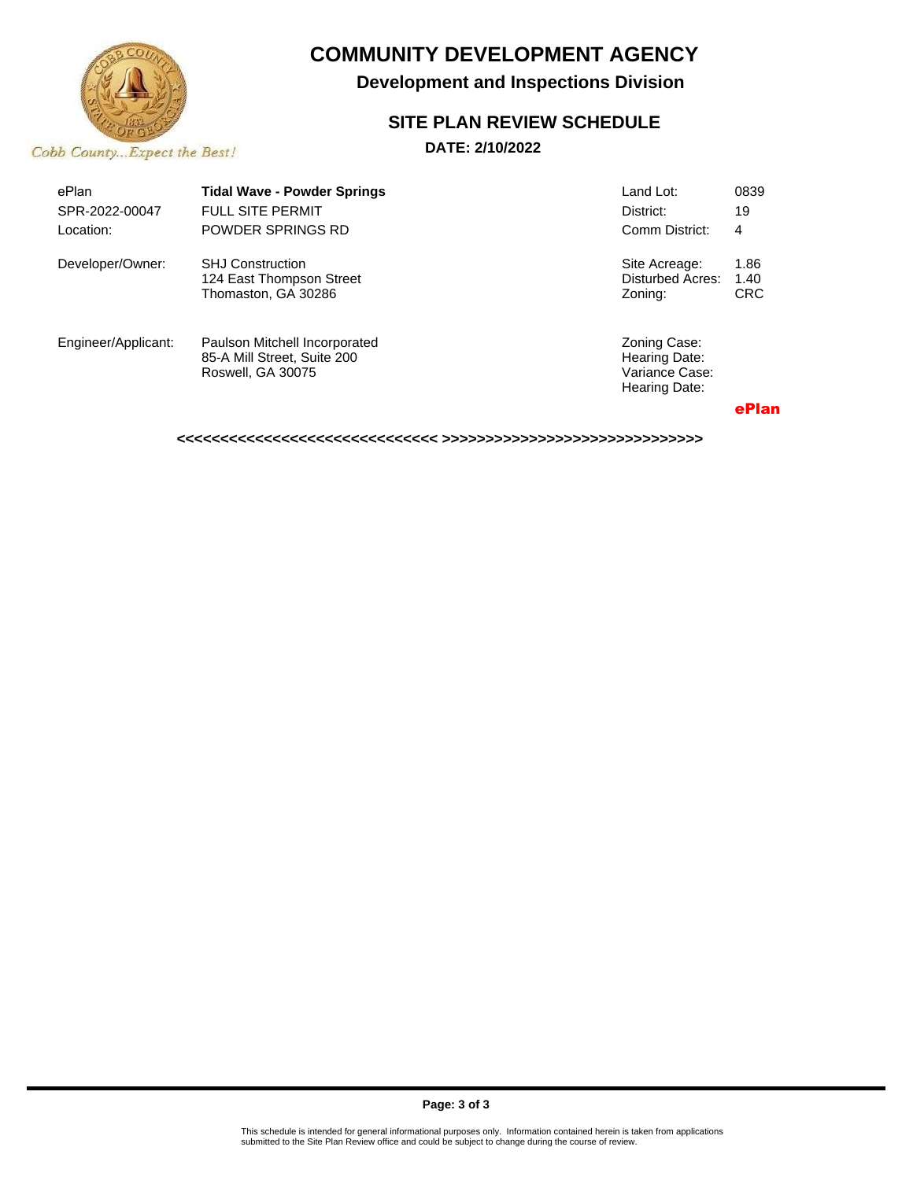# COMMUNITY DEVELOPMENT AGENCY

## Development and Inspections Division

### SITE PLAN REVIEW SCHEDULE

**DATE: 2/10/2022**

*Cobb County...Expect the Best!*

| | | | |
|---|---|---|---|
| ePlan | **Tidal Wave - Powder Springs** | Land Lot: | 0839 |
| SPR-2022-00047 | FULL SITE PERMIT | District: | 19 |
| Location: | POWDER SPRINGS RD | Comm District: | 4 |
| Developer/Owner: | SHJ Construction<br>124 East Thompson Street<br>Thomaston, GA 30286 | Site Acreage:<br>Disturbed Acres:<br>Zoning: | 1.86<br>1.40<br>CRC |
| Engineer/Applicant: | Paulson Mitchell Incorporated<br>85-A Mill Street, Suite 200<br>Roswell, GA 30075 | Zoning Case:<br>Hearing Date:<br>Variance Case:<br>Hearing Date: | |

**ePlan**

<<<<<<<<<<<<<<<<<<<<<<<<<<<<< >>>>>>>>>>>>>>>>>>>>>>>>>>>>>>

This schedule is intended for general informational purposes only. Information contained herein is taken from applications submitted to the Site Plan Review office and could be subject to change during the course of review.